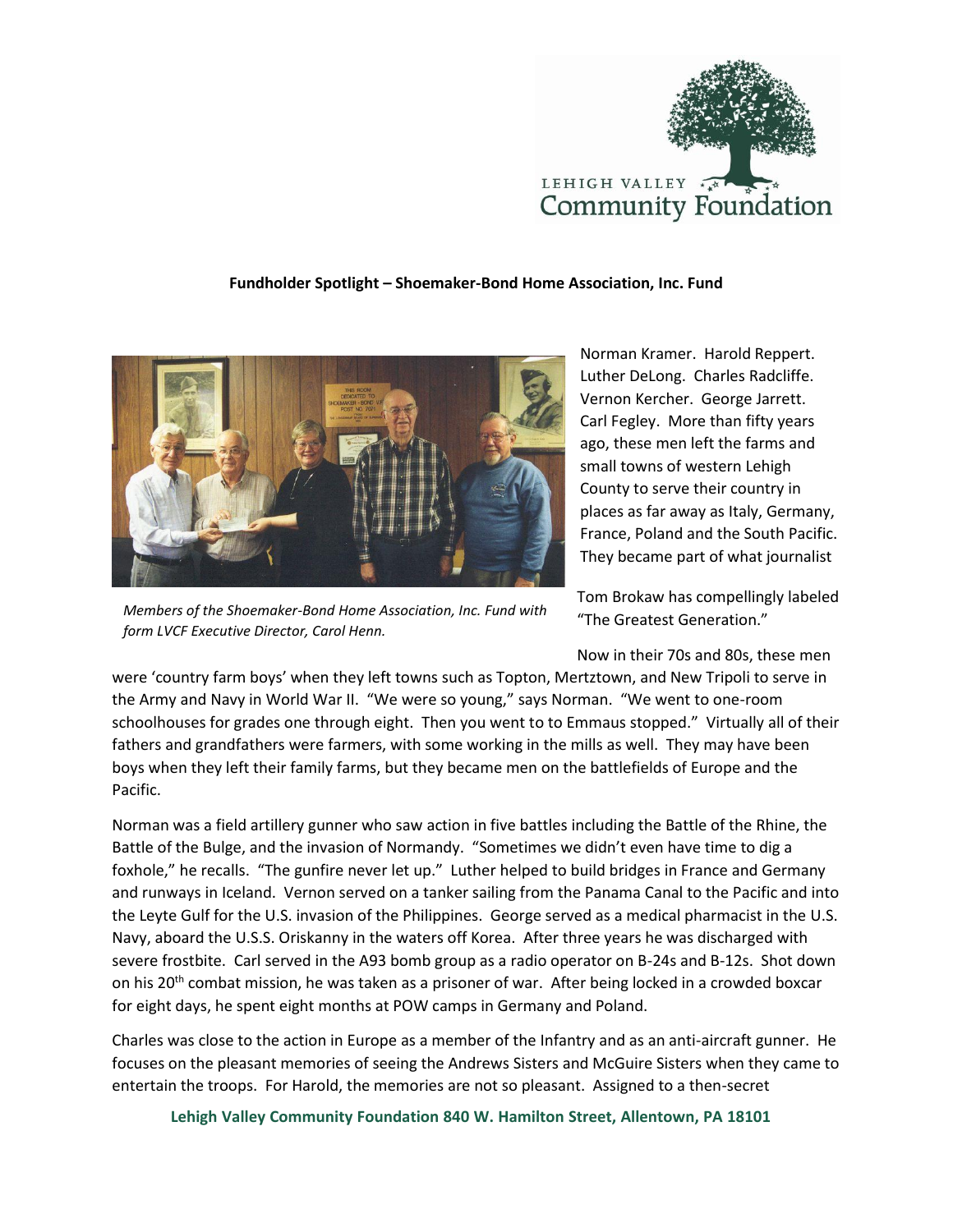**Fundholder Spotlight – Shoemaker-Bond Home Association, Inc. Fund**

*Members of the Shoemaker-Bond Home Association, Inc. Fund with form LVCF Executive Director, Carol Henn.*

Norman Kramer. Harold Reppert. Luther DeLong. Charles Radcliffe. Vernon Kercher. George Jarrett. Carl Fegley. More than fifty years ago, these men left the farms and small towns of western Lehigh County to serve their country in places as far away as Italy, Germany, France, Poland and the South Pacific. They became part of what journalist Tom Brokaw has compellingly labeled "The Greatest Generation."

Now in their 70s and 80s, these men were 'country farm boys' when they left towns such as Topton, Mertztown, and New Tripoli to serve in the Army and Navy in World War II. "We were so young," says Norman. "We went to one-room schoolhouses for grades one through eight. Then you went to to Emmaus stopped." Virtually all of their fathers and grandfathers were farmers, with some working in the mills as well. They may have been boys when they left their family farms, but they became men on the battlefields of Europe and the Pacific.

Norman was a field artillery gunner who saw action in five battles including the Battle of the Rhine, the Battle of the Bulge, and the invasion of Normandy. "Sometimes we didn't even have time to dig a foxhole," he recalls. "The gunfire never let up." Luther helped to build bridges in France and Germany and runways in Iceland. Vernon served on a tanker sailing from the Panama Canal to the Pacific and into the Leyte Gulf for the U.S. invasion of the Philippines. George served as a medical pharmacist in the U.S. Navy, aboard the U.S.S. Oriskanny in the waters off Korea. After three years he was discharged with severe frostbite. Carl served in the A93 bomb group as a radio operator on B-24s and B-12s. Shot down on his 20th combat mission, he was taken as a prisoner of war. After being locked in a crowded boxcar for eight days, he spent eight months at POW camps in Germany and Poland.

Charles was close to the action in Europe as a member of the Infantry and as an anti-aircraft gunner. He focuses on the pleasant memories of seeing the Andrews Sisters and McGuire Sisters when they came to entertain the troops. For Harold, the memories are not so pleasant. Assigned to a then-secret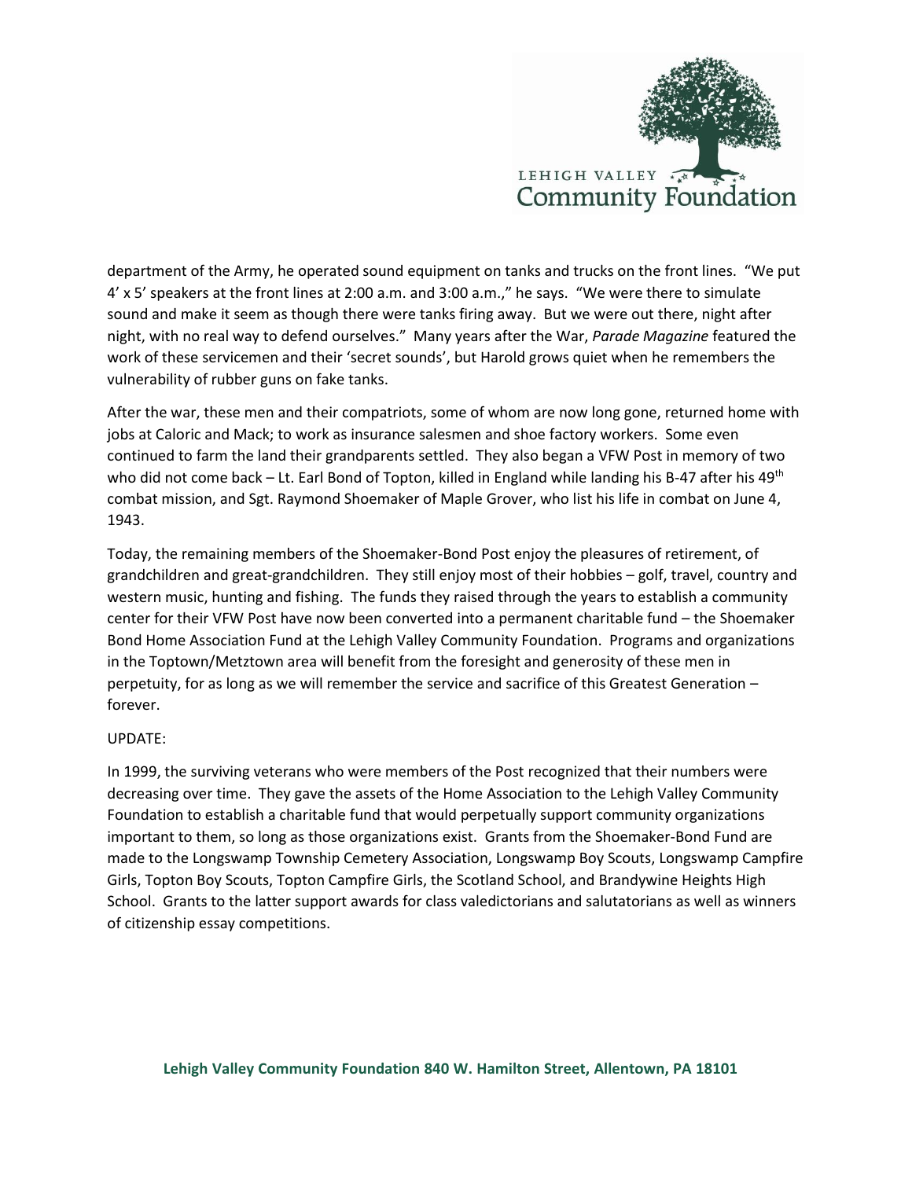department of the Army, he operated sound equipment on tanks and trucks on the front lines. "We put 4' x 5' speakers at the front lines at 2:00 a.m. and 3:00 a.m.," he says. "We were there to simulate sound and make it seem as though there were tanks firing away. But we were out there, night after night, with no real way to defend ourselves." Many years after the War, *Parade Magazine* featured the work of these servicemen and their 'secret sounds', but Harold grows quiet when he remembers the vulnerability of rubber guns on fake tanks.

After the war, these men and their compatriots, some of whom are now long gone, returned home with jobs at Caloric and Mack; to work as insurance salesmen and shoe factory workers. Some even continued to farm the land their grandparents settled. They also began a VFW Post in memory of two who did not come back – Lt. Earl Bond of Topton, killed in England while landing his B-47 after his 49th combat mission, and Sgt. Raymond Shoemaker of Maple Grover, who list his life in combat on June 4, 1943.

Today, the remaining members of the Shoemaker-Bond Post enjoy the pleasures of retirement, of grandchildren and great-grandchildren. They still enjoy most of their hobbies – golf, travel, country and western music, hunting and fishing. The funds they raised through the years to establish a community center for their VFW Post have now been converted into a permanent charitable fund – the Shoemaker Bond Home Association Fund at the Lehigh Valley Community Foundation. Programs and organizations in the Toptown/Metztown area will benefit from the foresight and generosity of these men in perpetuity, for as long as we will remember the service and sacrifice of this Greatest Generation – forever.

UPDATE:

In 1999, the surviving veterans who were members of the Post recognized that their numbers were decreasing over time. They gave the assets of the Home Association to the Lehigh Valley Community Foundation to establish a charitable fund that would perpetually support community organizations important to them, so long as those organizations exist. Grants from the Shoemaker-Bond Fund are made to the Longswamp Township Cemetery Association, Longswamp Boy Scouts, Longswamp Campfire Girls, Topton Boy Scouts, Topton Campfire Girls, the Scotland School, and Brandywine Heights High School. Grants to the latter support awards for class valedictorians and salutatorians as well as winners of citizenship essay competitions.